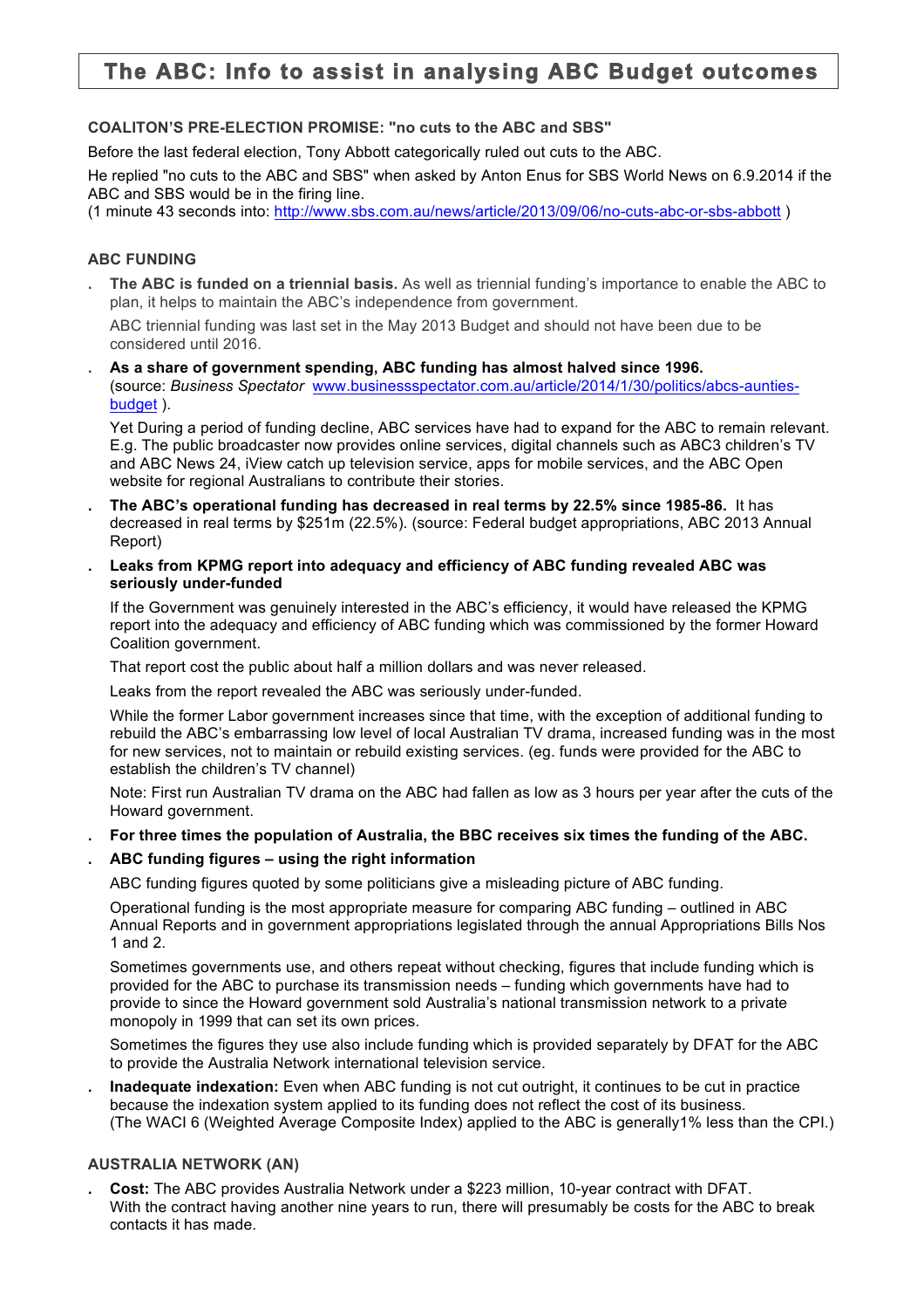# The ABC: Info to assist in analysing ABC Budget outcomes

**COALITON'S PRE-ELECTION PROMISE: "no cuts to the ABC and SBS"**

Before the last federal election, Tony Abbott categorically ruled out cuts to the ABC.

He replied "no cuts to the ABC and SBS" when asked by Anton Enus for SBS World News on 6.9.2014 if the ABC and SBS would be in the firing line.
(1 minute 43 seconds into: http://www.sbs.com.au/news/article/2013/09/06/no-cuts-abc-or-sbs-abbott )

**ABC FUNDING**

- **The ABC is funded on a triennial basis.** As well as triennial funding's importance to enable the ABC to plan, it helps to maintain the ABC's independence from government.

  ABC triennial funding was last set in the May 2013 Budget and should not have been due to be considered until 2016.

- **As a share of government spending, ABC funding has almost halved since 1996.**
  (source: *Business Spectator* www.businessspectator.com.au/article/2014/1/30/politics/abcs-aunties-budget ).

  Yet During a period of funding decline, ABC services have had to expand for the ABC to remain relevant. E.g. The public broadcaster now provides online services, digital channels such as ABC3 children's TV and ABC News 24, iView catch up television service, apps for mobile services, and the ABC Open website for regional Australians to contribute their stories.

- **The ABC's operational funding has decreased in real terms by 22.5% since 1985-86.** It has decreased in real terms by $251m (22.5%). (source: Federal budget appropriations, ABC 2013 Annual Report)

- **Leaks from KPMG report into adequacy and efficiency of ABC funding revealed ABC was seriously under-funded**

  If the Government was genuinely interested in the ABC's efficiency, it would have released the KPMG report into the adequacy and efficiency of ABC funding which was commissioned by the former Howard Coalition government.

  That report cost the public about half a million dollars and was never released.

  Leaks from the report revealed the ABC was seriously under-funded.

  While the former Labor government increases since that time, with the exception of additional funding to rebuild the ABC's embarrassing low level of local Australian TV drama, increased funding was in the most for new services, not to maintain or rebuild existing services. (eg. funds were provided for the ABC to establish the children's TV channel)

  Note: First run Australian TV drama on the ABC had fallen as low as 3 hours per year after the cuts of the Howard government.

- **For three times the population of Australia, the BBC receives six times the funding of the ABC.**

- **ABC funding figures – using the right information**

  ABC funding figures quoted by some politicians give a misleading picture of ABC funding.

  Operational funding is the most appropriate measure for comparing ABC funding – outlined in ABC Annual Reports and in government appropriations legislated through the annual Appropriations Bills Nos 1 and 2.

  Sometimes governments use, and others repeat without checking, figures that include funding which is provided for the ABC to purchase its transmission needs – funding which governments have had to provide to since the Howard government sold Australia's national transmission network to a private monopoly in 1999 that can set its own prices.

  Sometimes the figures they use also include funding which is provided separately by DFAT for the ABC to provide the Australia Network international television service.

- **Inadequate indexation:** Even when ABC funding is not cut outright, it continues to be cut in practice because the indexation system applied to its funding does not reflect the cost of its business.
  (The WACI 6 (Weighted Average Composite Index) applied to the ABC is generally1% less than the CPI.)

**AUSTRALIA NETWORK (AN)**

- **Cost:** The ABC provides Australia Network under a $223 million, 10-year contract with DFAT.
  With the contract having another nine years to run, there will presumably be costs for the ABC to break contacts it has made.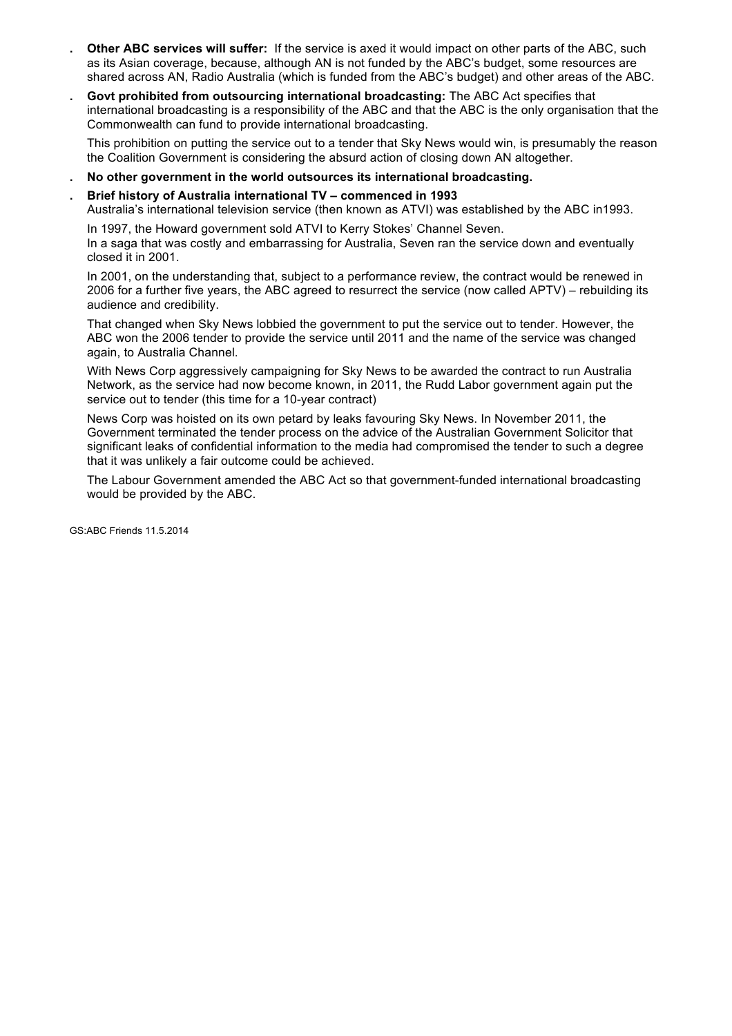- **Other ABC services will suffer:** If the service is axed it would impact on other parts of the ABC, such as its Asian coverage, because, although AN is not funded by the ABC's budget, some resources are shared across AN, Radio Australia (which is funded from the ABC's budget) and other areas of the ABC.

- **Govt prohibited from outsourcing international broadcasting:** The ABC Act specifies that international broadcasting is a responsibility of the ABC and that the ABC is the only organisation that the Commonwealth can fund to provide international broadcasting.

  This prohibition on putting the service out to a tender that Sky News would win, is presumably the reason the Coalition Government is considering the absurd action of closing down AN altogether.

- **No other government in the world outsources its international broadcasting.**

- **Brief history of Australia international TV – commenced in 1993**
  Australia's international television service (then known as ATVI) was established by the ABC in1993.

  In 1997, the Howard government sold ATVI to Kerry Stokes' Channel Seven.
  In a saga that was costly and embarrassing for Australia, Seven ran the service down and eventually closed it in 2001.

  In 2001, on the understanding that, subject to a performance review, the contract would be renewed in 2006 for a further five years, the ABC agreed to resurrect the service (now called APTV) – rebuilding its audience and credibility.

  That changed when Sky News lobbied the government to put the service out to tender. However, the ABC won the 2006 tender to provide the service until 2011 and the name of the service was changed again, to Australia Channel.

  With News Corp aggressively campaigning for Sky News to be awarded the contract to run Australia Network, as the service had now become known, in 2011, the Rudd Labor government again put the service out to tender (this time for a 10-year contract)

  News Corp was hoisted on its own petard by leaks favouring Sky News. In November 2011, the Government terminated the tender process on the advice of the Australian Government Solicitor that significant leaks of confidential information to the media had compromised the tender to such a degree that it was unlikely a fair outcome could be achieved.

  The Labour Government amended the ABC Act so that government-funded international broadcasting would be provided by the ABC.

GS:ABC Friends 11.5.2014